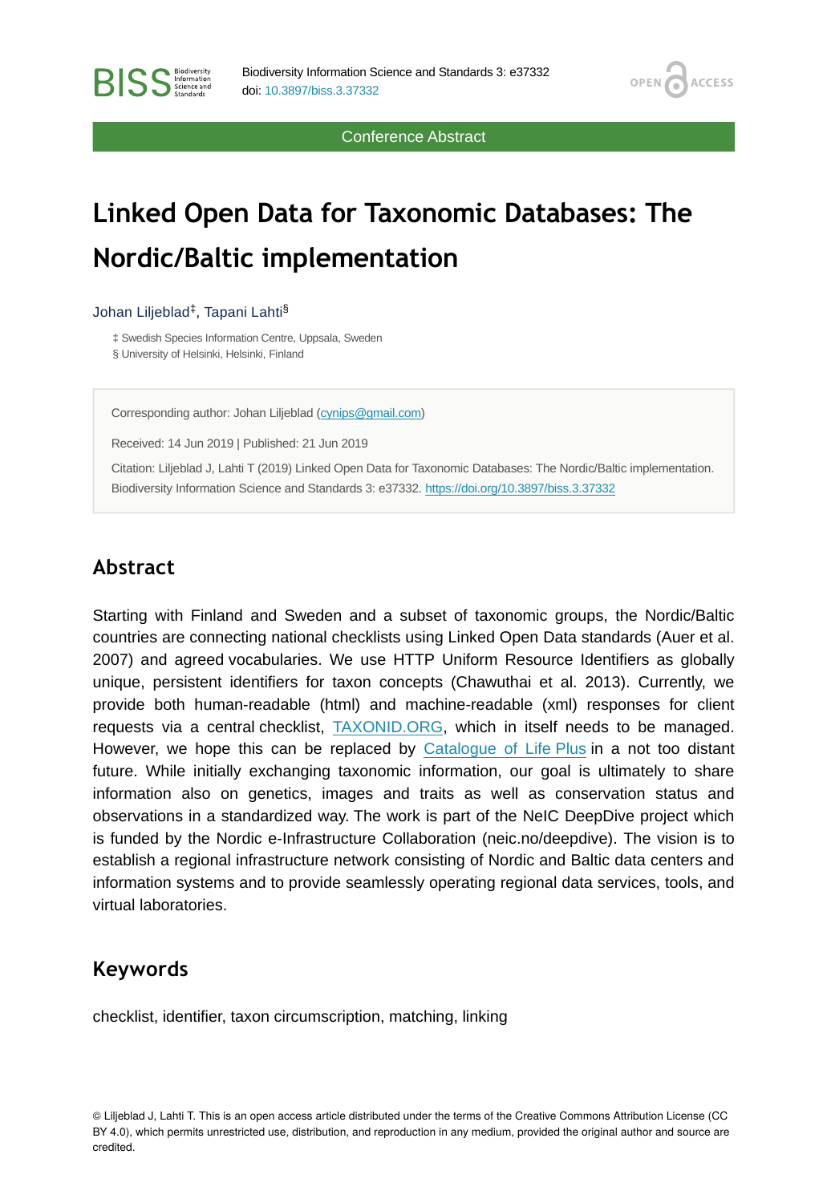Conference Abstract

# Linked Open Data for Taxonomic Databases: The Nordic/Baltic implementation

Johan Liljeblad[‡], Tapani Lahti[§]

‡ Swedish Species Information Centre, Uppsala, Sweden
§ University of Helsinki, Helsinki, Finland

Corresponding author: Johan Liljeblad (cynips@gmail.com)

Received: 14 Jun 2019 | Published: 21 Jun 2019

Citation: Liljeblad J, Lahti T (2019) Linked Open Data for Taxonomic Databases: The Nordic/Baltic implementation. Biodiversity Information Science and Standards 3: e37332. https://doi.org/10.3897/biss.3.37332

## Abstract

Starting with Finland and Sweden and a subset of taxonomic groups, the Nordic/Baltic countries are connecting national checklists using Linked Open Data standards (Auer et al. 2007) and agreed vocabularies. We use HTTP Uniform Resource Identifiers as globally unique, persistent identifiers for taxon concepts (Chawuthai et al. 2013). Currently, we provide both human-readable (html) and machine-readable (xml) responses for client requests via a central checklist, TAXONID.ORG, which in itself needs to be managed. However, we hope this can be replaced by Catalogue of Life Plus in a not too distant future. While initially exchanging taxonomic information, our goal is ultimately to share information also on genetics, images and traits as well as conservation status and observations in a standardized way. The work is part of the NeIC DeepDive project which is funded by the Nordic e-Infrastructure Collaboration (neic.no/deepdive). The vision is to establish a regional infrastructure network consisting of Nordic and Baltic data centers and information systems and to provide seamlessly operating regional data services, tools, and virtual laboratories.

## Keywords

checklist, identifier, taxon circumscription, matching, linking

© Liljeblad J, Lahti T. This is an open access article distributed under the terms of the Creative Commons Attribution License (CC BY 4.0), which permits unrestricted use, distribution, and reproduction in any medium, provided the original author and source are credited.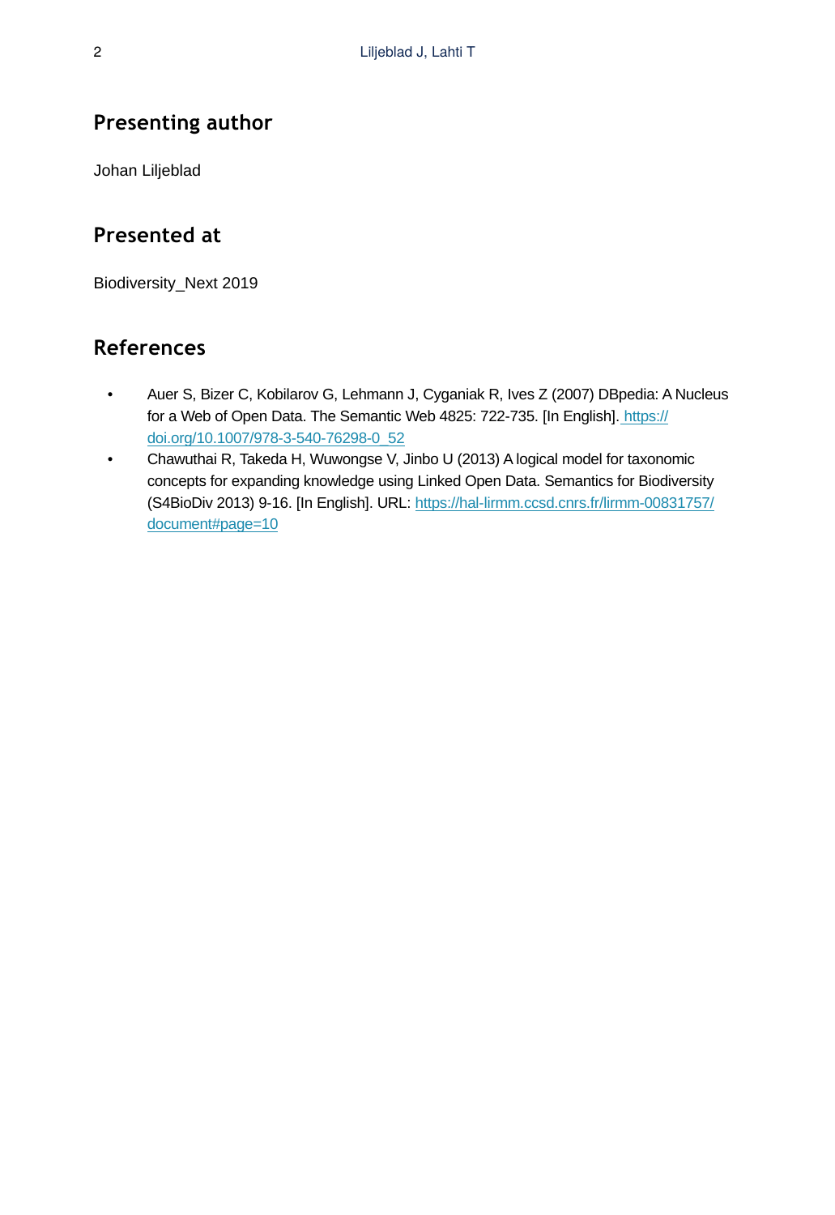## Presenting author

Johan Liljeblad

## Presented at

Biodiversity_Next 2019

## References

- Auer S, Bizer C, Kobilarov G, Lehmann J, Cyganiak R, Ives Z (2007) DBpedia: A Nucleus for a Web of Open Data. The Semantic Web 4825: 722-735. [In English]. https://doi.org/10.1007/978-3-540-76298-0_52
- Chawuthai R, Takeda H, Wuwongse V, Jinbo U (2013) A logical model for taxonomic concepts for expanding knowledge using Linked Open Data. Semantics for Biodiversity (S4BioDiv 2013) 9-16. [In English]. URL: https://hal-lirmm.ccsd.cnrs.fr/lirmm-00831757/document#page=10